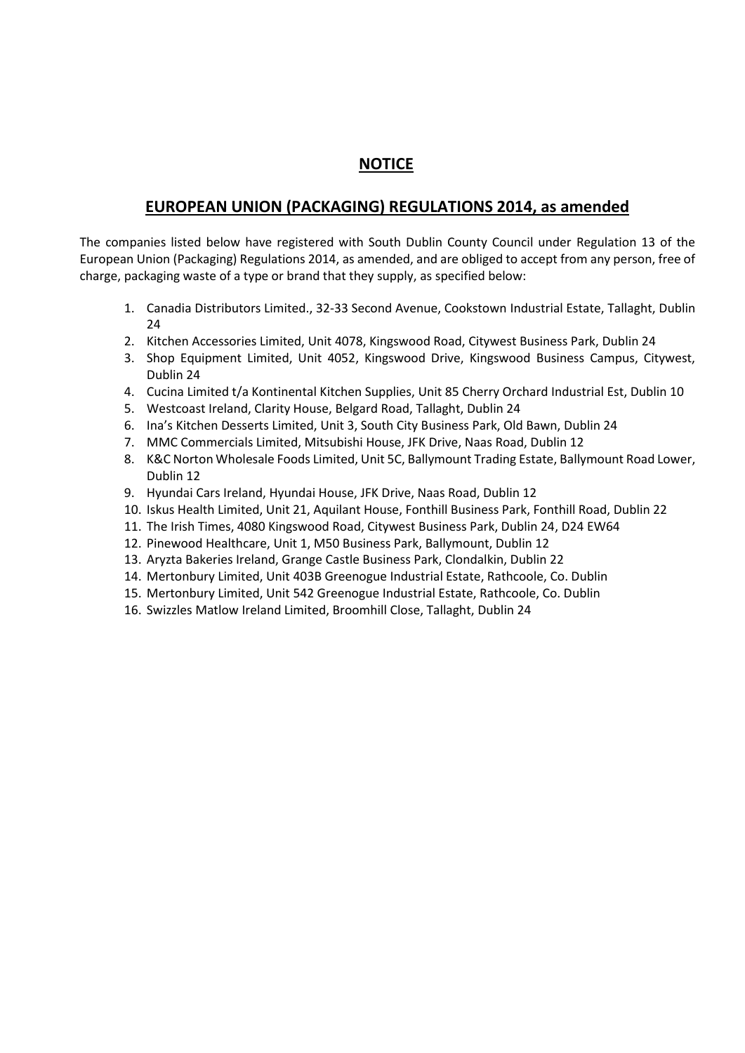## NOTICE

## EUROPEAN UNION (PACKAGING) REGULATIONS 2014, as amended

The companies listed below have registered with South Dublin County Council under Regulation 13 of the European Union (Packaging) Regulations 2014, as amended, and are obliged to accept from any person, free of charge, packaging waste of a type or brand that they supply, as specified below:

1. Canadia Distributors Limited., 32-33 Second Avenue, Cookstown Industrial Estate, Tallaght, Dublin 24
2. Kitchen Accessories Limited, Unit 4078, Kingswood Road, Citywest Business Park, Dublin 24
3. Shop Equipment Limited, Unit 4052, Kingswood Drive, Kingswood Business Campus, Citywest, Dublin 24
4. Cucina Limited t/a Kontinental Kitchen Supplies, Unit 85 Cherry Orchard Industrial Est, Dublin 10
5. Westcoast Ireland, Clarity House, Belgard Road, Tallaght, Dublin 24
6. Ina's Kitchen Desserts Limited, Unit 3, South City Business Park, Old Bawn, Dublin 24
7. MMC Commercials Limited, Mitsubishi House, JFK Drive, Naas Road, Dublin 12
8. K&C Norton Wholesale Foods Limited, Unit 5C, Ballymount Trading Estate, Ballymount Road Lower, Dublin 12
9. Hyundai Cars Ireland, Hyundai House, JFK Drive, Naas Road, Dublin 12
10. Iskus Health Limited, Unit 21, Aquilant House, Fonthill Business Park, Fonthill Road, Dublin 22
11. The Irish Times, 4080 Kingswood Road, Citywest Business Park, Dublin 24, D24 EW64
12. Pinewood Healthcare, Unit 1, M50 Business Park, Ballymount, Dublin 12
13. Aryzta Bakeries Ireland, Grange Castle Business Park, Clondalkin, Dublin 22
14. Mertonbury Limited, Unit 403B Greenogue Industrial Estate, Rathcoole, Co. Dublin
15. Mertonbury Limited, Unit 542 Greenogue Industrial Estate, Rathcoole, Co. Dublin
16. Swizzles Matlow Ireland Limited, Broomhill Close, Tallaght, Dublin 24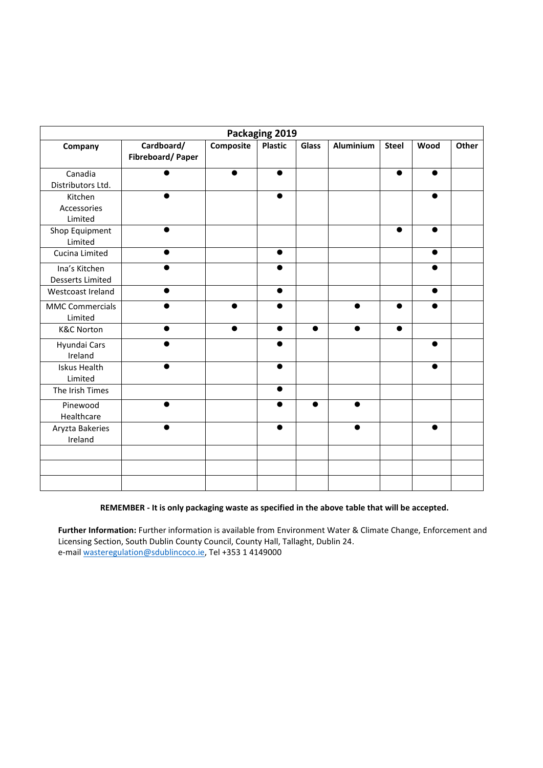| Packaging 2019 | | | | | | | | |
|---|---|---|---|---|---|---|---|---|
| **Company** | **Cardboard/ Fibreboard/ Paper** | **Composite** | **Plastic** | **Glass** | **Aluminium** | **Steel** | **Wood** | **Other** |
| Canadia Distributors Ltd. | ● | ● | ● | | | ● | ● | |
| Kitchen Accessories Limited | ● | | ● | | | | ● | |
| Shop Equipment Limited | ● | | | | | ● | ● | |
| Cucina Limited | ● | | ● | | | | ● | |
| Ina's Kitchen Desserts Limited | ● | | ● | | | | ● | |
| Westcoast Ireland | ● | | ● | | | | ● | |
| MMC Commercials Limited | ● | ● | ● | | ● | ● | ● | |
| K&C Norton | ● | ● | ● | ● | ● | ● | | |
| Hyundai Cars Ireland | ● | | ● | | | | ● | |
| Iskus Health Limited | ● | | ● | | | | ● | |
| The Irish Times | | | ● | | | | | |
| Pinewood Healthcare | ● | | ● | ● | ● | | | |
| Aryzta Bakeries Ireland | ● | | ● | | ● | | ● | |
| | | | | | | | | |
| | | | | | | | | |
| | | | | | | | | |

**REMEMBER - It is only packaging waste as specified in the above table that will be accepted.**

**Further Information:** Further information is available from Environment Water & Climate Change, Enforcement and Licensing Section, South Dublin County Council, County Hall, Tallaght, Dublin 24.
e-mail wasteregulation@sdublincoco.ie, Tel +353 1 4149000